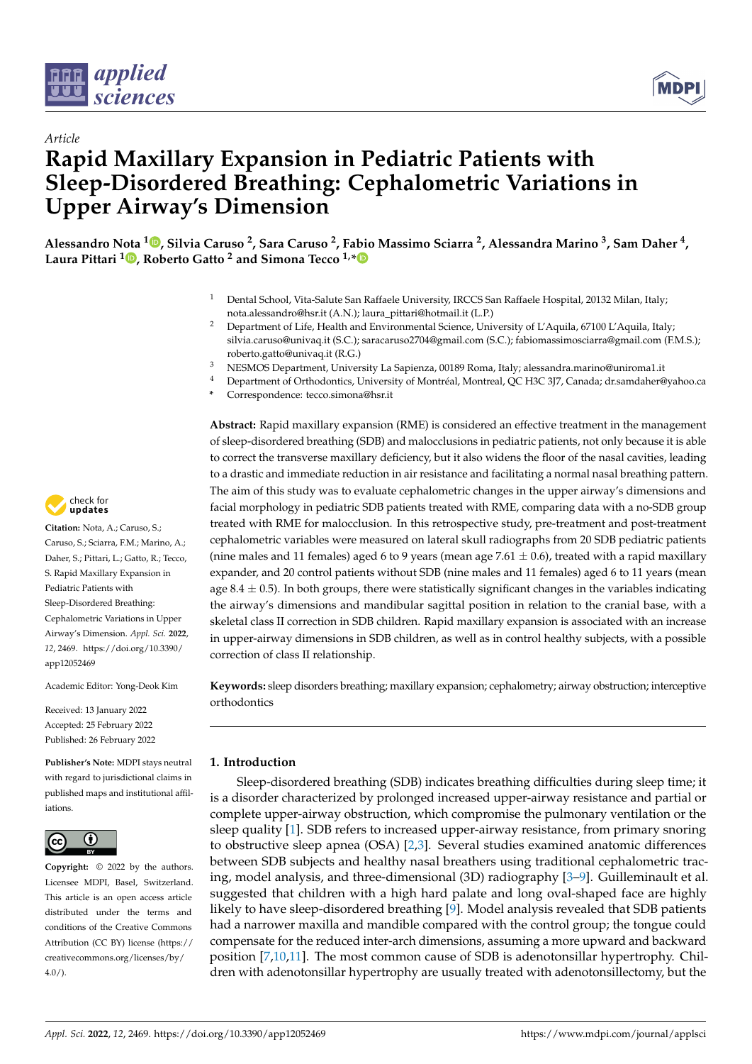*Article*

# Rapid Maxillary Expansion in Pediatric Patients with Sleep-Disordered Breathing: Cephalometric Variations in Upper Airway's Dimension

**Alessandro Nota [1], Silvia Caruso [2], Sara Caruso [2], Fabio Massimo Sciarra [2], Alessandra Marino [3], Sam Daher [4], Laura Pittari [1], Roberto Gatto [2] and Simona Tecco [1,*]**

[1] Dental School, Vita-Salute San Raffaele University, IRCCS San Raffaele Hospital, 20132 Milan, Italy; nota.alessandro@hsr.it (A.N.); laura_pittari@hotmail.it (L.P.)

[2] Department of Life, Health and Environmental Science, University of L'Aquila, 67100 L'Aquila, Italy; silvia.caruso@univaq.it (S.C.); saracaruso2704@gmail.com (S.C.); fabiomassimosciarra@gmail.com (F.M.S.); roberto.gatto@univaq.it (R.G.)

[3] NESMOS Department, University La Sapienza, 00189 Roma, Italy; alessandra.marino@uniroma1.it

[4] Department of Orthodontics, University of Montréal, Montreal, QC H3C 3J7, Canada; dr.samdaher@yahoo.ca

\* Correspondence: tecco.simona@hsr.it

**Abstract:** Rapid maxillary expansion (RME) is considered an effective treatment in the management of sleep-disordered breathing (SDB) and malocclusions in pediatric patients, not only because it is able to correct the transverse maxillary deficiency, but it also widens the floor of the nasal cavities, leading to a drastic and immediate reduction in air resistance and facilitating a normal nasal breathing pattern. The aim of this study was to evaluate cephalometric changes in the upper airway's dimensions and facial morphology in pediatric SDB patients treated with RME, comparing data with a no-SDB group treated with RME for malocclusion. In this retrospective study, pre-treatment and post-treatment cephalometric variables were measured on lateral skull radiographs from 20 SDB pediatric patients (nine males and 11 females) aged 6 to 9 years (mean age $7.61 \pm 0.6$), treated with a rapid maxillary expander, and 20 control patients without SDB (nine males and 11 females) aged 6 to 11 years (mean age $8.4 \pm 0.5$). In both groups, there were statistically significant changes in the variables indicating the airway's dimensions and mandibular sagittal position in relation to the cranial base, with a skeletal class II correction in SDB children. Rapid maxillary expansion is associated with an increase in upper-airway dimensions in SDB children, as well as in control healthy subjects, with a possible correction of class II relationship.

**Keywords:** sleep disorders breathing; maxillary expansion; cephalometry; airway obstruction; interceptive orthodontics

**Citation:** Nota, A.; Caruso, S.; Caruso, S.; Sciarra, F.M.; Marino, A.; Daher, S.; Pittari, L.; Gatto, R.; Tecco, S. Rapid Maxillary Expansion in Pediatric Patients with Sleep-Disordered Breathing: Cephalometric Variations in Upper Airway's Dimension. *Appl. Sci.* **2022**, *12*, 2469. https://doi.org/10.3390/app12052469

Academic Editor: Yong-Deok Kim

Received: 13 January 2022
Accepted: 25 February 2022
Published: 26 February 2022

**Publisher's Note:** MDPI stays neutral with regard to jurisdictional claims in published maps and institutional affiliations.

**Copyright:** © 2022 by the authors. Licensee MDPI, Basel, Switzerland. This article is an open access article distributed under the terms and conditions of the Creative Commons Attribution (CC BY) license (https://creativecommons.org/licenses/by/4.0/).

## 1. Introduction

Sleep-disordered breathing (SDB) indicates breathing difficulties during sleep time; it is a disorder characterized by prolonged increased upper-airway resistance and partial or complete upper-airway obstruction, which compromise the pulmonary ventilation or the sleep quality [1]. SDB refers to increased upper-airway resistance, from primary snoring to obstructive sleep apnea (OSA) [2,3]. Several studies examined anatomic differences between SDB subjects and healthy nasal breathers using traditional cephalometric tracing, model analysis, and three-dimensional (3D) radiography [3–9]. Guilleminault et al. suggested that children with a high hard palate and long oval-shaped face are highly likely to have sleep-disordered breathing [9]. Model analysis revealed that SDB patients had a narrower maxilla and mandible compared with the control group; the tongue could compensate for the reduced inter-arch dimensions, assuming a more upward and backward position [7,10,11]. The most common cause of SDB is adenotonsillar hypertrophy. Children with adenotonsillar hypertrophy are usually treated with adenotonsillectomy, but the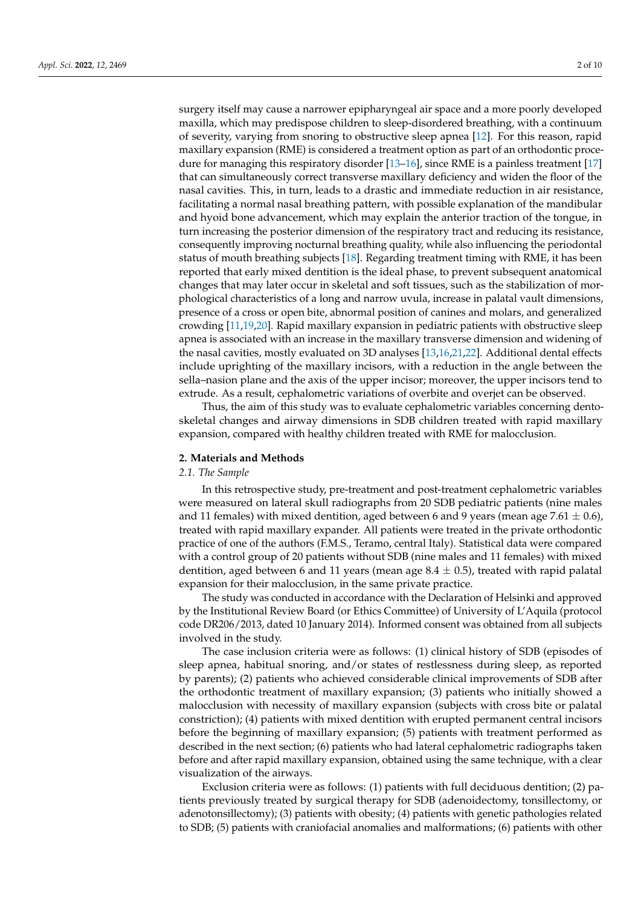surgery itself may cause a narrower epipharyngeal air space and a more poorly developed maxilla, which may predispose children to sleep-disordered breathing, with a continuum of severity, varying from snoring to obstructive sleep apnea [12]. For this reason, rapid maxillary expansion (RME) is considered a treatment option as part of an orthodontic procedure for managing this respiratory disorder [13–16], since RME is a painless treatment [17] that can simultaneously correct transverse maxillary deficiency and widen the floor of the nasal cavities. This, in turn, leads to a drastic and immediate reduction in air resistance, facilitating a normal nasal breathing pattern, with possible explanation of the mandibular and hyoid bone advancement, which may explain the anterior traction of the tongue, in turn increasing the posterior dimension of the respiratory tract and reducing its resistance, consequently improving nocturnal breathing quality, while also influencing the periodontal status of mouth breathing subjects [18]. Regarding treatment timing with RME, it has been reported that early mixed dentition is the ideal phase, to prevent subsequent anatomical changes that may later occur in skeletal and soft tissues, such as the stabilization of morphological characteristics of a long and narrow uvula, increase in palatal vault dimensions, presence of a cross or open bite, abnormal position of canines and molars, and generalized crowding [11,19,20]. Rapid maxillary expansion in pediatric patients with obstructive sleep apnea is associated with an increase in the maxillary transverse dimension and widening of the nasal cavities, mostly evaluated on 3D analyses [13,16,21,22]. Additional dental effects include uprighting of the maxillary incisors, with a reduction in the angle between the sella–nasion plane and the axis of the upper incisor; moreover, the upper incisors tend to extrude. As a result, cephalometric variations of overbite and overjet can be observed.

Thus, the aim of this study was to evaluate cephalometric variables concerning dento-skeletal changes and airway dimensions in SDB children treated with rapid maxillary expansion, compared with healthy children treated with RME for malocclusion.

## 2. Materials and Methods

### *2.1. The Sample*

In this retrospective study, pre-treatment and post-treatment cephalometric variables were measured on lateral skull radiographs from 20 SDB pediatric patients (nine males and 11 females) with mixed dentition, aged between 6 and 9 years (mean age $7.61 \pm 0.6$), treated with rapid maxillary expander. All patients were treated in the private orthodontic practice of one of the authors (F.M.S., Teramo, central Italy). Statistical data were compared with a control group of 20 patients without SDB (nine males and 11 females) with mixed dentition, aged between 6 and 11 years (mean age $8.4 \pm 0.5$), treated with rapid palatal expansion for their malocclusion, in the same private practice.

The study was conducted in accordance with the Declaration of Helsinki and approved by the Institutional Review Board (or Ethics Committee) of University of L'Aquila (protocol code DR206/2013, dated 10 January 2014). Informed consent was obtained from all subjects involved in the study.

The case inclusion criteria were as follows: (1) clinical history of SDB (episodes of sleep apnea, habitual snoring, and/or states of restlessness during sleep, as reported by parents); (2) patients who achieved considerable clinical improvements of SDB after the orthodontic treatment of maxillary expansion; (3) patients who initially showed a malocclusion with necessity of maxillary expansion (subjects with cross bite or palatal constriction); (4) patients with mixed dentition with erupted permanent central incisors before the beginning of maxillary expansion; (5) patients with treatment performed as described in the next section; (6) patients who had lateral cephalometric radiographs taken before and after rapid maxillary expansion, obtained using the same technique, with a clear visualization of the airways.

Exclusion criteria were as follows: (1) patients with full deciduous dentition; (2) patients previously treated by surgical therapy for SDB (adenoidectomy, tonsillectomy, or adenotonsillectomy); (3) patients with obesity; (4) patients with genetic pathologies related to SDB; (5) patients with craniofacial anomalies and malformations; (6) patients with other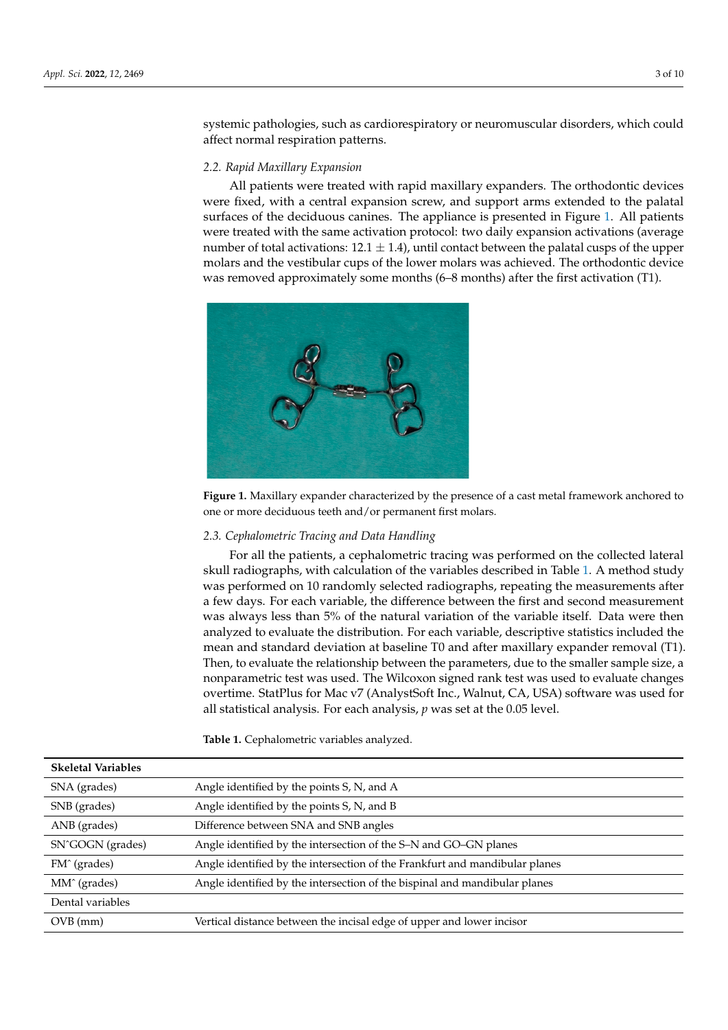systemic pathologies, such as cardiorespiratory or neuromuscular disorders, which could affect normal respiration patterns.

### 2.2. Rapid Maxillary Expansion

All patients were treated with rapid maxillary expanders. The orthodontic devices were fixed, with a central expansion screw, and support arms extended to the palatal surfaces of the deciduous canines. The appliance is presented in Figure 1. All patients were treated with the same activation protocol: two daily expansion activations (average number of total activations: $12.1 \pm 1.4$), until contact between the palatal cusps of the upper molars and the vestibular cups of the lower molars was achieved. The orthodontic device was removed approximately some months (6–8 months) after the first activation (T1).

**Figure 1.** Maxillary expander characterized by the presence of a cast metal framework anchored to one or more deciduous teeth and/or permanent first molars.

### 2.3. Cephalometric Tracing and Data Handling

For all the patients, a cephalometric tracing was performed on the collected lateral skull radiographs, with calculation of the variables described in Table 1. A method study was performed on 10 randomly selected radiographs, repeating the measurements after a few days. For each variable, the difference between the first and second measurement was always less than 5% of the natural variation of the variable itself. Data were then analyzed to evaluate the distribution. For each variable, descriptive statistics included the mean and standard deviation at baseline T0 and after maxillary expander removal (T1). Then, to evaluate the relationship between the parameters, due to the smaller sample size, a nonparametric test was used. The Wilcoxon signed rank test was used to evaluate changes overtime. StatPlus for Mac v7 (AnalystSoft Inc., Walnut, CA, USA) software was used for all statistical analysis. For each analysis, $p$ was set at the 0.05 level.

**Table 1.** Cephalometric variables analyzed.

| **Skeletal Variables** | |
|---|---|
| SNA (grades) | Angle identified by the points S, N, and A |
| SNB (grades) | Angle identified by the points S, N, and B |
| ANB (grades) | Difference between SNA and SNB angles |
| SN^GOGN (grades) | Angle identified by the intersection of the S–N and GO–GN planes |
| FM^ (grades) | Angle identified by the intersection of the Frankfurt and mandibular planes |
| MM^ (grades) | Angle identified by the intersection of the bispinal and mandibular planes |
| Dental variables | |
| OVB (mm) | Vertical distance between the incisal edge of upper and lower incisor |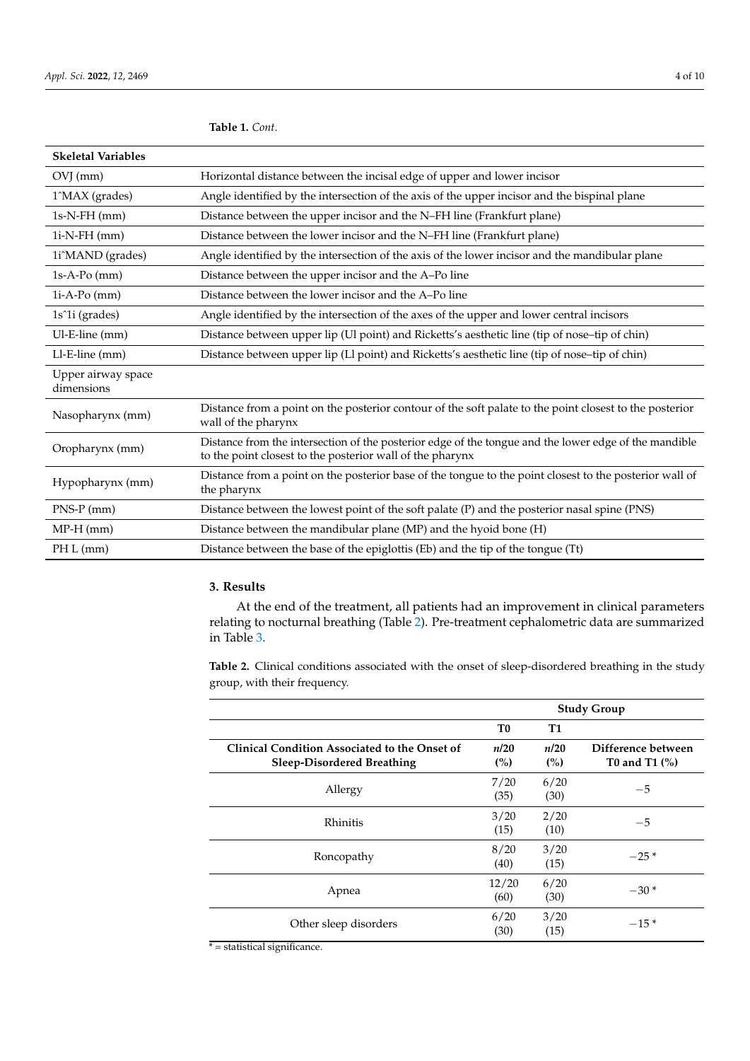**Table 1.** *Cont.*

| Skeletal Variables | |
|---|---|
| OVJ (mm) | Horizontal distance between the incisal edge of upper and lower incisor |
| 1ˆMAX (grades) | Angle identified by the intersection of the axis of the upper incisor and the bispinal plane |
| 1s-N-FH (mm) | Distance between the upper incisor and the N–FH line (Frankfurt plane) |
| 1i-N-FH (mm) | Distance between the lower incisor and the N–FH line (Frankfurt plane) |
| 1iˆMAND (grades) | Angle identified by the intersection of the axis of the lower incisor and the mandibular plane |
| 1s-A-Po (mm) | Distance between the upper incisor and the A–Po line |
| 1i-A-Po (mm) | Distance between the lower incisor and the A–Po line |
| 1sˆ1i (grades) | Angle identified by the intersection of the axes of the upper and lower central incisors |
| Ul-E-line (mm) | Distance between upper lip (Ul point) and Ricketts's aesthetic line (tip of nose–tip of chin) |
| Ll-E-line (mm) | Distance between upper lip (Ll point) and Ricketts's aesthetic line (tip of nose–tip of chin) |
| Upper airway space dimensions | |
| Nasopharynx (mm) | Distance from a point on the posterior contour of the soft palate to the point closest to the posterior wall of the pharynx |
| Oropharynx (mm) | Distance from the intersection of the posterior edge of the tongue and the lower edge of the mandible to the point closest to the posterior wall of the pharynx |
| Hypopharynx (mm) | Distance from a point on the posterior base of the tongue to the point closest to the posterior wall of the pharynx |
| PNS-P (mm) | Distance between the lowest point of the soft palate (P) and the posterior nasal spine (PNS) |
| MP-H (mm) | Distance between the mandibular plane (MP) and the hyoid bone (H) |
| PH L (mm) | Distance between the base of the epiglottis (Eb) and the tip of the tongue (Tt) |

## 3. Results

At the end of the treatment, all patients had an improvement in clinical parameters relating to nocturnal breathing (Table 2). Pre-treatment cephalometric data are summarized in Table 3.

**Table 2.** Clinical conditions associated with the onset of sleep-disordered breathing in the study group, with their frequency.

| | Study Group | | |
|---|---|---|---|
| | T0 | T1 | |
| **Clinical Condition Associated to the Onset of Sleep-Disordered Breathing** | ***n*/20 (%)** | ***n*/20 (%)** | **Difference between T0 and T1 (%)** |
| Allergy | 7/20 (35) | 6/20 (30) | −5 |
| Rhinitis | 3/20 (15) | 2/20 (10) | −5 |
| Roncopathy | 8/20 (40) | 3/20 (15) | −25 * |
| Apnea | 12/20 (60) | 6/20 (30) | −30 * |
| Other sleep disorders | 6/20 (30) | 3/20 (15) | −15 * |

* = statistical significance.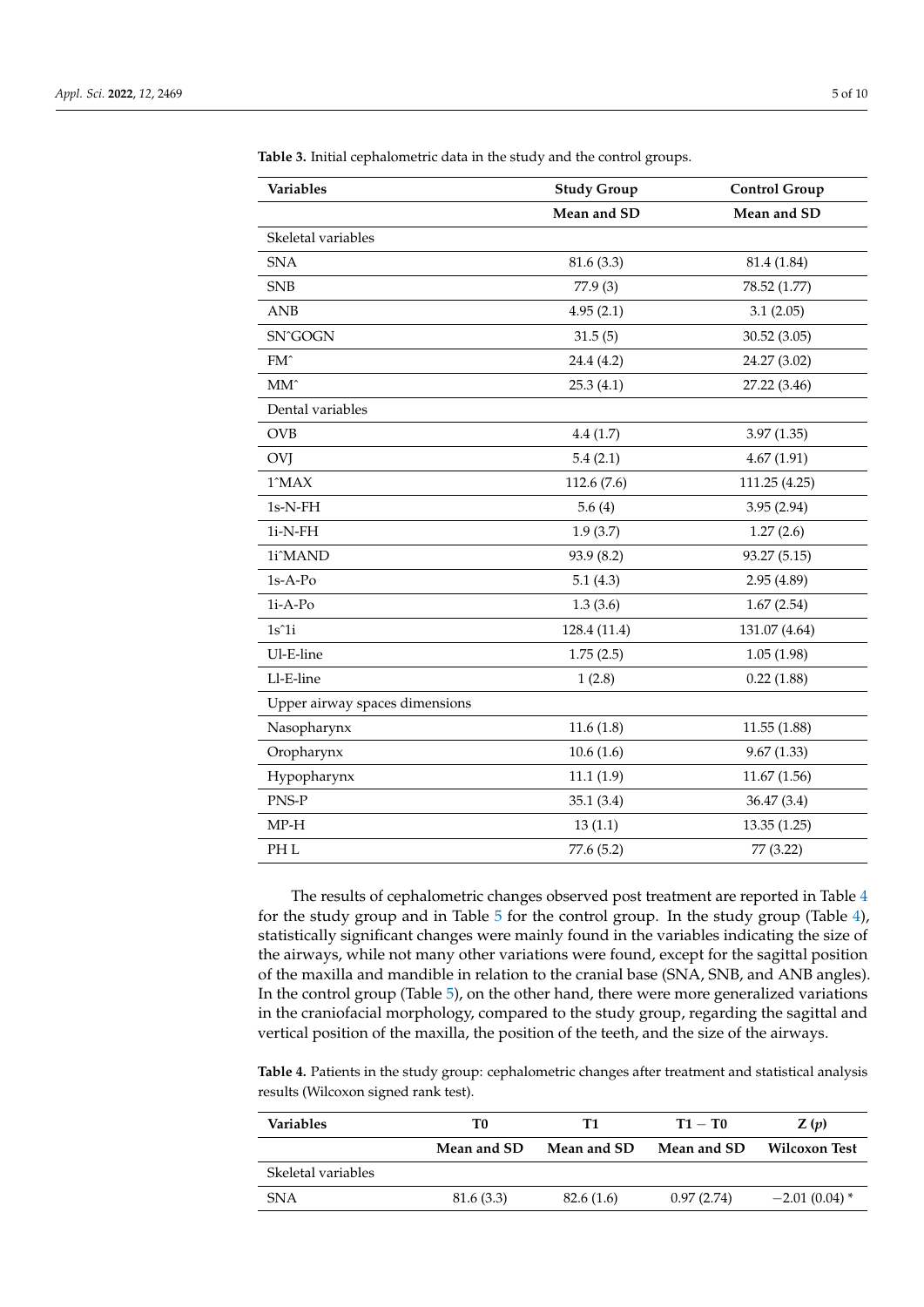**Table 3.** Initial cephalometric data in the study and the control groups.

| Variables | Study Group | Control Group |
|---|---|---|
| | Mean and SD | Mean and SD |
| Skeletal variables | | |
| SNA | 81.6 (3.3) | 81.4 (1.84) |
| SNB | 77.9 (3) | 78.52 (1.77) |
| ANB | 4.95 (2.1) | 3.1 (2.05) |
| SNˆGOGN | 31.5 (5) | 30.52 (3.05) |
| FMˆ | 24.4 (4.2) | 24.27 (3.02) |
| MMˆ | 25.3 (4.1) | 27.22 (3.46) |
| Dental variables | | |
| OVB | 4.4 (1.7) | 3.97 (1.35) |
| OVJ | 5.4 (2.1) | 4.67 (1.91) |
| 1ˆMAX | 112.6 (7.6) | 111.25 (4.25) |
| 1s-N-FH | 5.6 (4) | 3.95 (2.94) |
| 1i-N-FH | 1.9 (3.7) | 1.27 (2.6) |
| 1iˆMAND | 93.9 (8.2) | 93.27 (5.15) |
| 1s-A-Po | 5.1 (4.3) | 2.95 (4.89) |
| 1i-A-Po | 1.3 (3.6) | 1.67 (2.54) |
| 1sˆ1i | 128.4 (11.4) | 131.07 (4.64) |
| Ul-E-line | 1.75 (2.5) | 1.05 (1.98) |
| Ll-E-line | 1 (2.8) | 0.22 (1.88) |
| Upper airway spaces dimensions | | |
| Nasopharynx | 11.6 (1.8) | 11.55 (1.88) |
| Oropharynx | 10.6 (1.6) | 9.67 (1.33) |
| Hypopharynx | 11.1 (1.9) | 11.67 (1.56) |
| PNS-P | 35.1 (3.4) | 36.47 (3.4) |
| MP-H | 13 (1.1) | 13.35 (1.25) |
| PH L | 77.6 (5.2) | 77 (3.22) |

The results of cephalometric changes observed post treatment are reported in Table 4 for the study group and in Table 5 for the control group. In the study group (Table 4), statistically significant changes were mainly found in the variables indicating the size of the airways, while not many other variations were found, except for the sagittal position of the maxilla and mandible in relation to the cranial base (SNA, SNB, and ANB angles). In the control group (Table 5), on the other hand, there were more generalized variations in the craniofacial morphology, compared to the study group, regarding the sagittal and vertical position of the maxilla, the position of the teeth, and the size of the airways.

**Table 4.** Patients in the study group: cephalometric changes after treatment and statistical analysis results (Wilcoxon signed rank test).

| Variables | T0 | T1 | T1 − T0 | Z (*p*) |
|---|---|---|---|---|
| | Mean and SD | Mean and SD | Mean and SD | Wilcoxon Test |
| Skeletal variables | | | | |
| SNA | 81.6 (3.3) | 82.6 (1.6) | 0.97 (2.74) | −2.01 (0.04) * |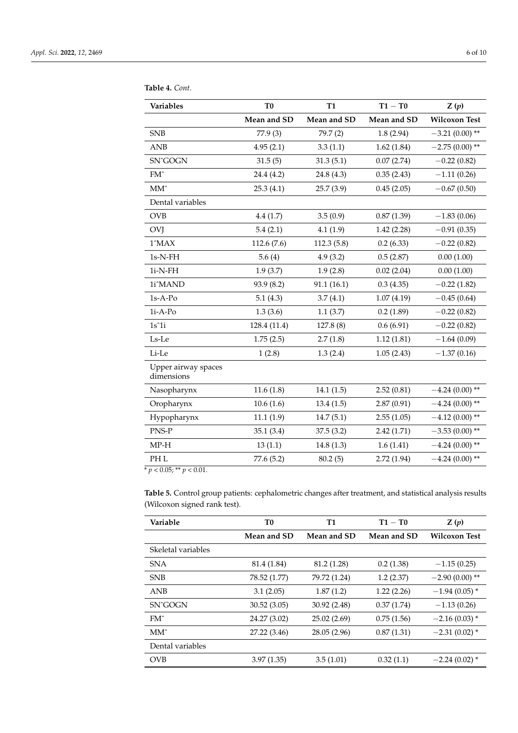**Table 4.** *Cont.*

| Variables | T0 | T1 | T1 − T0 | Z (*p*) |
|---|---|---|---|---|
| | **Mean and SD** | **Mean and SD** | **Mean and SD** | **Wilcoxon Test** |
| SNB | 77.9 (3) | 79.7 (2) | 1.8 (2.94) | −3.21 (0.00) ** |
| ANB | 4.95 (2.1) | 3.3 (1.1) | 1.62 (1.84) | −2.75 (0.00) ** |
| SNˆGOGN | 31.5 (5) | 31.3 (5.1) | 0.07 (2.74) | −0.22 (0.82) |
| FMˆ | 24.4 (4.2) | 24.8 (4.3) | 0.35 (2.43) | −1.11 (0.26) |
| MMˆ | 25.3 (4.1) | 25.7 (3.9) | 0.45 (2.05) | −0.67 (0.50) |
| Dental variables | | | | |
| OVB | 4.4 (1.7) | 3.5 (0.9) | 0.87 (1.39) | −1.83 (0.06) |
| OVJ | 5.4 (2.1) | 4.1 (1.9) | 1.42 (2.28) | −0.91 (0.35) |
| 1ˆMAX | 112.6 (7.6) | 112.3 (5.8) | 0.2 (6.33) | −0.22 (0.82) |
| 1s-N-FH | 5.6 (4) | 4.9 (3.2) | 0.5 (2.87) | 0.00 (1.00) |
| 1i-N-FH | 1.9 (3.7) | 1.9 (2.8) | 0.02 (2.04) | 0.00 (1.00) |
| 1iˆMAND | 93.9 (8.2) | 91.1 (16.1) | 0.3 (4.35) | −0.22 (1.82) |
| 1s-A-Po | 5.1 (4.3) | 3.7 (4.1) | 1.07 (4.19) | −0.45 (0.64) |
| 1i-A-Po | 1.3 (3.6) | 1.1 (3.7) | 0.2 (1.89) | −0.22 (0.82) |
| 1sˆ1i | 128.4 (11.4) | 127.8 (8) | 0.6 (6.91) | −0.22 (0.82) |
| Ls-Le | 1.75 (2.5) | 2.7 (1.8) | 1.12 (1.81) | −1.64 (0.09) |
| Li-Le | 1 (2.8) | 1.3 (2.4) | 1.05 (2.43) | −1.37 (0.16) |
| Upper airway spaces dimensions | | | | |
| Nasopharynx | 11.6 (1.8) | 14.1 (1.5) | 2.52 (0.81) | −4.24 (0.00) ** |
| Oropharynx | 10.6 (1.6) | 13.4 (1.5) | 2.87 (0.91) | −4.24 (0.00) ** |
| Hypopharynx | 11.1 (1.9) | 14.7 (5.1) | 2.55 (1.05) | −4.12 (0.00) ** |
| PNS-P | 35.1 (3.4) | 37.5 (3.2) | 2.42 (1.71) | −3.53 (0.00) ** |
| MP-H | 13 (1.1) | 14.8 (1.3) | 1.6 (1.41) | −4.24 (0.00) ** |
| PH L | 77.6 (5.2) | 80.2 (5) | 2.72 (1.94) | −4.24 (0.00) ** |

* $p < 0.05$; ** $p < 0.01$.

**Table 5.** Control group patients: cephalometric changes after treatment, and statistical analysis results (Wilcoxon signed rank test).

| Variable | T0 | T1 | T1 − T0 | Z (*p*) |
|---|---|---|---|---|
| | **Mean and SD** | **Mean and SD** | **Mean and SD** | **Wilcoxon Test** |
| Skeletal variables | | | | |
| SNA | 81.4 (1.84) | 81.2 (1.28) | 0.2 (1.38) | −1.15 (0.25) |
| SNB | 78.52 (1.77) | 79.72 (1.24) | 1.2 (2.37) | −2.90 (0.00) ** |
| ANB | 3.1 (2.05) | 1.87 (1.2) | 1.22 (2.26) | −1.94 (0.05) * |
| SNˆGOGN | 30.52 (3.05) | 30.92 (2.48) | 0.37 (1.74) | −1.13 (0.26) |
| FMˆ | 24.27 (3.02) | 25.02 (2.69) | 0.75 (1.56) | −2.16 (0.03) * |
| MMˆ | 27.22 (3.46) | 28.05 (2.96) | 0.87 (1.31) | −2.31 (0.02) * |
| Dental variables | | | | |
| OVB | 3.97 (1.35) | 3.5 (1.01) | 0.32 (1.1) | −2.24 (0.02) * |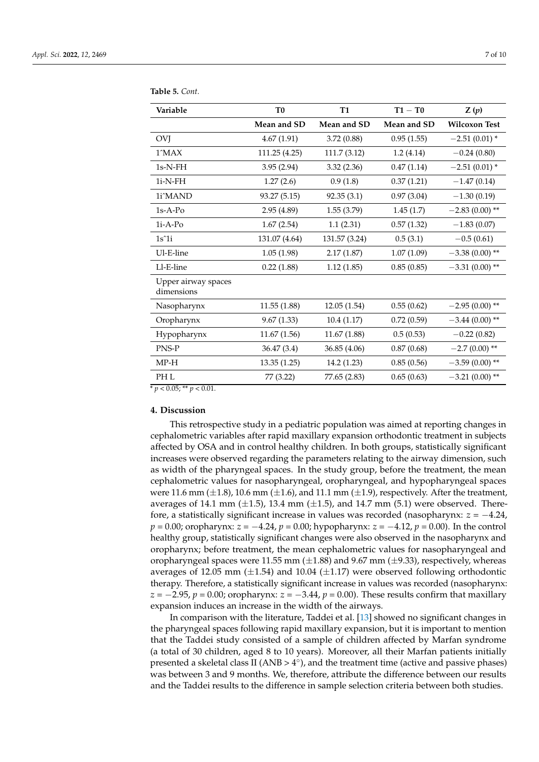**Table 5.** *Cont.*

| Variable | T0 | T1 | T1 − T0 | Z (*p*) |
|---|---|---|---|---|
| | Mean and SD | Mean and SD | Mean and SD | Wilcoxon Test |
| OVJ | 4.67 (1.91) | 3.72 (0.88) | 0.95 (1.55) | −2.51 (0.01) * |
| 1ˆMAX | 111.25 (4.25) | 111.7 (3.12) | 1.2 (4.14) | −0.24 (0.80) |
| 1s-N-FH | 3.95 (2.94) | 3.32 (2.36) | 0.47 (1.14) | −2.51 (0.01) * |
| 1i-N-FH | 1.27 (2.6) | 0.9 (1.8) | 0.37 (1.21) | −1.47 (0.14) |
| 1iˆMAND | 93.27 (5.15) | 92.35 (3.1) | 0.97 (3.04) | −1.30 (0.19) |
| 1s-A-Po | 2.95 (4.89) | 1.55 (3.79) | 1.45 (1.7) | −2.83 (0.00) ** |
| 1i-A-Po | 1.67 (2.54) | 1.1 (2.31) | 0.57 (1.32) | −1.83 (0.07) |
| 1sˆ1i | 131.07 (4.64) | 131.57 (3.24) | 0.5 (3.1) | −0.5 (0.61) |
| Ul-E-line | 1.05 (1.98) | 2.17 (1.87) | 1.07 (1.09) | −3.38 (0.00) ** |
| Ll-E-line | 0.22 (1.88) | 1.12 (1.85) | 0.85 (0.85) | −3.31 (0.00) ** |
| Upper airway spaces dimensions | | | | |
| Nasopharynx | 11.55 (1.88) | 12.05 (1.54) | 0.55 (0.62) | −2.95 (0.00) ** |
| Oropharynx | 9.67 (1.33) | 10.4 (1.17) | 0.72 (0.59) | −3.44 (0.00) ** |
| Hypopharynx | 11.67 (1.56) | 11.67 (1.88) | 0.5 (0.53) | −0.22 (0.82) |
| PNS-P | 36.47 (3.4) | 36.85 (4.06) | 0.87 (0.68) | −2.7 (0.00) ** |
| MP-H | 13.35 (1.25) | 14.2 (1.23) | 0.85 (0.56) | −3.59 (0.00) ** |
| PH L | 77 (3.22) | 77.65 (2.83) | 0.65 (0.63) | −3.21 (0.00) ** |

* $p < 0.05$; ** $p < 0.01$.

## 4. Discussion

This retrospective study in a pediatric population was aimed at reporting changes in cephalometric variables after rapid maxillary expansion orthodontic treatment in subjects affected by OSA and in control healthy children. In both groups, statistically significant increases were observed regarding the parameters relating to the airway dimension, such as width of the pharyngeal spaces. In the study group, before the treatment, the mean cephalometric values for nasopharyngeal, oropharyngeal, and hypopharyngeal spaces were 11.6 mm (±1.8), 10.6 mm (±1.6), and 11.1 mm (±1.9), respectively. After the treatment, averages of 14.1 mm (±1.5), 13.4 mm (±1.5), and 14.7 mm (5.1) were observed. Therefore, a statistically significant increase in values was recorded (nasopharynx: $z = -4.24$, $p = 0.00$; oropharynx: $z = -4.24$, $p = 0.00$; hypopharynx: $z = -4.12$, $p = 0.00$). In the control healthy group, statistically significant changes were also observed in the nasopharynx and oropharynx; before treatment, the mean cephalometric values for nasopharyngeal and oropharyngeal spaces were 11.55 mm (±1.88) and 9.67 mm (±9.33), respectively, whereas averages of 12.05 mm (±1.54) and 10.04 (±1.17) were observed following orthodontic therapy. Therefore, a statistically significant increase in values was recorded (nasopharynx: $z = -2.95$, $p = 0.00$; oropharynx: $z = -3.44$, $p = 0.00$). These results confirm that maxillary expansion induces an increase in the width of the airways.

In comparison with the literature, Taddei et al. [13] showed no significant changes in the pharyngeal spaces following rapid maxillary expansion, but it is important to mention that the Taddei study consisted of a sample of children affected by Marfan syndrome (a total of 30 children, aged 8 to 10 years). Moreover, all their Marfan patients initially presented a skeletal class II (ANB > 4°), and the treatment time (active and passive phases) was between 3 and 9 months. We, therefore, attribute the difference between our results and the Taddei results to the difference in sample selection criteria between both studies.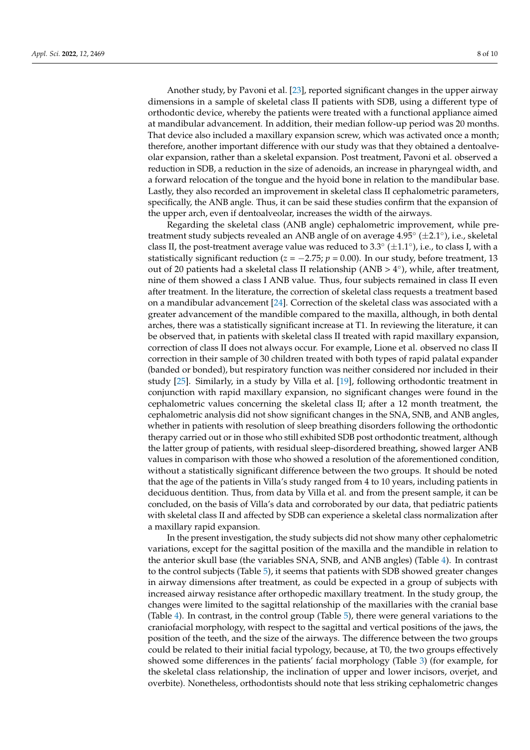Another study, by Pavoni et al. [23], reported significant changes in the upper airway dimensions in a sample of skeletal class II patients with SDB, using a different type of orthodontic device, whereby the patients were treated with a functional appliance aimed at mandibular advancement. In addition, their median follow-up period was 20 months. That device also included a maxillary expansion screw, which was activated once a month; therefore, another important difference with our study was that they obtained a dentoalveolar expansion, rather than a skeletal expansion. Post treatment, Pavoni et al. observed a reduction in SDB, a reduction in the size of adenoids, an increase in pharyngeal width, and a forward relocation of the tongue and the hyoid bone in relation to the mandibular base. Lastly, they also recorded an improvement in skeletal class II cephalometric parameters, specifically, the ANB angle. Thus, it can be said these studies confirm that the expansion of the upper arch, even if dentoalveolar, increases the width of the airways.

Regarding the skeletal class (ANB angle) cephalometric improvement, while pre-treatment study subjects revealed an ANB angle of on average 4.95° (±2.1°), i.e., skeletal class II, the post-treatment average value was reduced to 3.3° (±1.1°), i.e., to class I, with a statistically significant reduction ($z = -2.75$; $p = 0.00$). In our study, before treatment, 13 out of 20 patients had a skeletal class II relationship (ANB > 4°), while, after treatment, nine of them showed a class I ANB value. Thus, four subjects remained in class II even after treatment. In the literature, the correction of skeletal class requests a treatment based on a mandibular advancement [24]. Correction of the skeletal class was associated with a greater advancement of the mandible compared to the maxilla, although, in both dental arches, there was a statistically significant increase at T1. In reviewing the literature, it can be observed that, in patients with skeletal class II treated with rapid maxillary expansion, correction of class II does not always occur. For example, Lione et al. observed no class II correction in their sample of 30 children treated with both types of rapid palatal expander (banded or bonded), but respiratory function was neither considered nor included in their study [25]. Similarly, in a study by Villa et al. [19], following orthodontic treatment in conjunction with rapid maxillary expansion, no significant changes were found in the cephalometric values concerning the skeletal class II; after a 12 month treatment, the cephalometric analysis did not show significant changes in the SNA, SNB, and ANB angles, whether in patients with resolution of sleep breathing disorders following the orthodontic therapy carried out or in those who still exhibited SDB post orthodontic treatment, although the latter group of patients, with residual sleep-disordered breathing, showed larger ANB values in comparison with those who showed a resolution of the aforementioned condition, without a statistically significant difference between the two groups. It should be noted that the age of the patients in Villa's study ranged from 4 to 10 years, including patients in deciduous dentition. Thus, from data by Villa et al. and from the present sample, it can be concluded, on the basis of Villa's data and corroborated by our data, that pediatric patients with skeletal class II and affected by SDB can experience a skeletal class normalization after a maxillary rapid expansion.

In the present investigation, the study subjects did not show many other cephalometric variations, except for the sagittal position of the maxilla and the mandible in relation to the anterior skull base (the variables SNA, SNB, and ANB angles) (Table 4). In contrast to the control subjects (Table 5), it seems that patients with SDB showed greater changes in airway dimensions after treatment, as could be expected in a group of subjects with increased airway resistance after orthopedic maxillary treatment. In the study group, the changes were limited to the sagittal relationship of the maxillaries with the cranial base (Table 4). In contrast, in the control group (Table 5), there were general variations to the craniofacial morphology, with respect to the sagittal and vertical positions of the jaws, the position of the teeth, and the size of the airways. The difference between the two groups could be related to their initial facial typology, because, at T0, the two groups effectively showed some differences in the patients' facial morphology (Table 3) (for example, for the skeletal class relationship, the inclination of upper and lower incisors, overjet, and overbite). Nonetheless, orthodontists should note that less striking cephalometric changes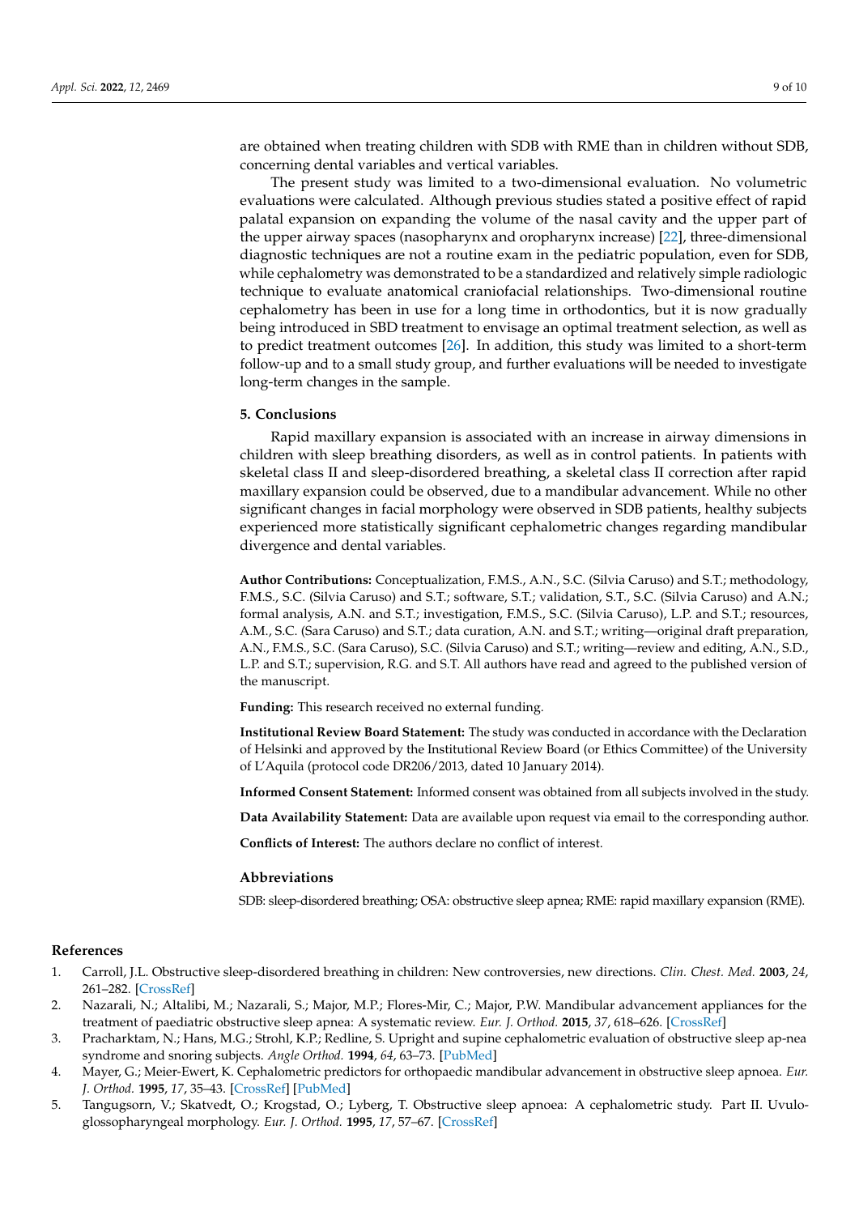are obtained when treating children with SDB with RME than in children without SDB, concerning dental variables and vertical variables.

The present study was limited to a two-dimensional evaluation. No volumetric evaluations were calculated. Although previous studies stated a positive effect of rapid palatal expansion on expanding the volume of the nasal cavity and the upper part of the upper airway spaces (nasopharynx and oropharynx increase) [22], three-dimensional diagnostic techniques are not a routine exam in the pediatric population, even for SDB, while cephalometry was demonstrated to be a standardized and relatively simple radiologic technique to evaluate anatomical craniofacial relationships. Two-dimensional routine cephalometry has been in use for a long time in orthodontics, but it is now gradually being introduced in SBD treatment to envisage an optimal treatment selection, as well as to predict treatment outcomes [26]. In addition, this study was limited to a short-term follow-up and to a small study group, and further evaluations will be needed to investigate long-term changes in the sample.

## 5. Conclusions

Rapid maxillary expansion is associated with an increase in airway dimensions in children with sleep breathing disorders, as well as in control patients. In patients with skeletal class II and sleep-disordered breathing, a skeletal class II correction after rapid maxillary expansion could be observed, due to a mandibular advancement. While no other significant changes in facial morphology were observed in SDB patients, healthy subjects experienced more statistically significant cephalometric changes regarding mandibular divergence and dental variables.

**Author Contributions:** Conceptualization, F.M.S., A.N., S.C. (Silvia Caruso) and S.T.; methodology, F.M.S., S.C. (Silvia Caruso) and S.T.; software, S.T.; validation, S.T., S.C. (Silvia Caruso) and A.N.; formal analysis, A.N. and S.T.; investigation, F.M.S., S.C. (Silvia Caruso), L.P. and S.T.; resources, A.M., S.C. (Sara Caruso) and S.T.; data curation, A.N. and S.T.; writing—original draft preparation, A.N., F.M.S., S.C. (Sara Caruso), S.C. (Silvia Caruso) and S.T.; writing—review and editing, A.N., S.D., L.P. and S.T.; supervision, R.G. and S.T. All authors have read and agreed to the published version of the manuscript.

**Funding:** This research received no external funding.

**Institutional Review Board Statement:** The study was conducted in accordance with the Declaration of Helsinki and approved by the Institutional Review Board (or Ethics Committee) of the University of L'Aquila (protocol code DR206/2013, dated 10 January 2014).

**Informed Consent Statement:** Informed consent was obtained from all subjects involved in the study.

**Data Availability Statement:** Data are available upon request via email to the corresponding author.

**Conflicts of Interest:** The authors declare no conflict of interest.

### Abbreviations

SDB: sleep-disordered breathing; OSA: obstructive sleep apnea; RME: rapid maxillary expansion (RME).

## References

1. Carroll, J.L. Obstructive sleep-disordered breathing in children: New controversies, new directions. *Clin. Chest. Med.* **2003**, *24*, 261–282. [CrossRef]
2. Nazarali, N.; Altalibi, M.; Nazarali, S.; Major, M.P.; Flores-Mir, C.; Major, P.W. Mandibular advancement appliances for the treatment of paediatric obstructive sleep apnea: A systematic review. *Eur. J. Orthod.* **2015**, *37*, 618–626. [CrossRef]
3. Pracharktam, N.; Hans, M.G.; Strohl, K.P.; Redline, S. Upright and supine cephalometric evaluation of obstructive sleep ap-nea syndrome and snoring subjects. *Angle Orthod.* **1994**, *64*, 63–73. [PubMed]
4. Mayer, G.; Meier-Ewert, K. Cephalometric predictors for orthopaedic mandibular advancement in obstructive sleep apnoea. *Eur. J. Orthod.* **1995**, *17*, 35–43. [CrossRef] [PubMed]
5. Tangugsorn, V.; Skatvedt, O.; Krogstad, O.; Lyberg, T. Obstructive sleep apnoea: A cephalometric study. Part II. Uvulo-glossopharyngeal morphology. *Eur. J. Orthod.* **1995**, *17*, 57–67. [CrossRef]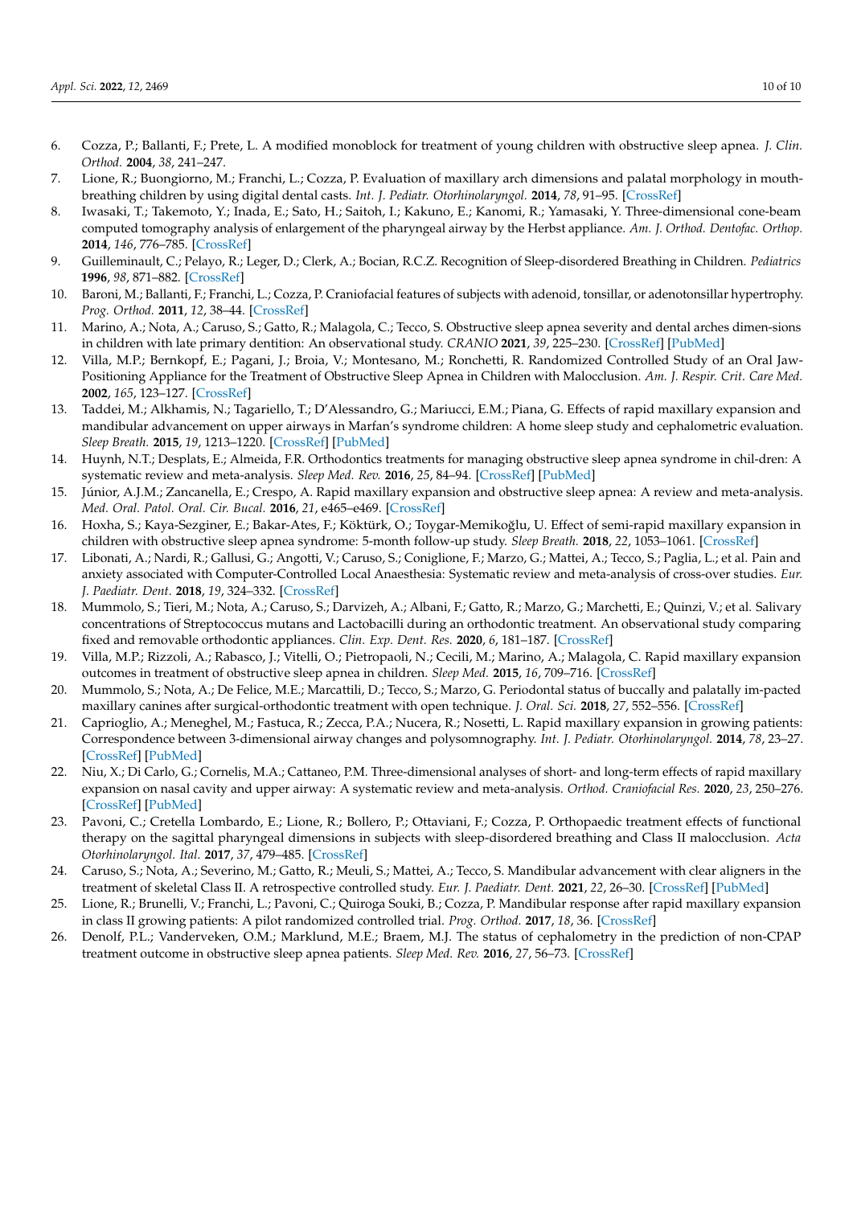6. Cozza, P.; Ballanti, F.; Prete, L. A modified monobloc for treatment of young children with obstructive sleep apnea. *J. Clin. Orthod.* **2004**, *38*, 241–247.
7. Lione, R.; Buongiorno, M.; Franchi, L.; Cozza, P. Evaluation of maxillary arch dimensions and palatal morphology in mouth-breathing children by using digital dental casts. *Int. J. Pediatr. Otorhinolaryngol.* **2014**, *78*, 91–95. [CrossRef]
8. Iwasaki, T.; Takemoto, Y.; Inada, E.; Sato, H.; Saitoh, I.; Kakuno, E.; Kanomi, R.; Yamasaki, Y. Three-dimensional cone-beam computed tomography analysis of enlargement of the pharyngeal airway by the Herbst appliance. *Am. J. Orthod. Dentofac. Orthop.* **2014**, *146*, 776–785. [CrossRef]
9. Guilleminault, C.; Pelayo, R.; Leger, D.; Clerk, A.; Bocian, R.C.Z. Recognition of Sleep-disordered Breathing in Children. *Pediatrics* **1996**, *98*, 871–882. [CrossRef]
10. Baroni, M.; Ballanti, F.; Franchi, L.; Cozza, P. Craniofacial features of subjects with adenoid, tonsillar, or adenotonsillar hypertrophy. *Prog. Orthod.* **2011**, *12*, 38–44. [CrossRef]
11. Marino, A.; Nota, A.; Caruso, S.; Gatto, R.; Malagola, C.; Tecco, S. Obstructive sleep apnea severity and dental arches dimen-sions in children with late primary dentition: An observational study. *CRANIO* **2021**, *39*, 225–230. [CrossRef] [PubMed]
12. Villa, M.P.; Bernkopf, E.; Pagani, J.; Broia, V.; Montesano, M.; Ronchetti, R. Randomized Controlled Study of an Oral Jaw-Positioning Appliance for the Treatment of Obstructive Sleep Apnea in Children with Malocclusion. *Am. J. Respir. Crit. Care Med.* **2002**, *165*, 123–127. [CrossRef]
13. Taddei, M.; Alkhamis, N.; Tagariello, T.; D'Alessandro, G.; Mariucci, E.M.; Piana, G. Effects of rapid maxillary expansion and mandibular advancement on upper airways in Marfan's syndrome children: A home sleep study and cephalometric evaluation. *Sleep Breath.* **2015**, *19*, 1213–1220. [CrossRef] [PubMed]
14. Huynh, N.T.; Desplats, E.; Almeida, F.R. Orthodontics treatments for managing obstructive sleep apnea syndrome in chil-dren: A systematic review and meta-analysis. *Sleep Med. Rev.* **2016**, *25*, 84–94. [CrossRef] [PubMed]
15. Júnior, A.J.M.; Zancanella, E.; Crespo, A. Rapid maxillary expansion and obstructive sleep apnea: A review and meta-analysis. *Med. Oral. Patol. Oral. Cir. Bucal.* **2016**, *21*, e465–e469. [CrossRef]
16. Hoxha, S.; Kaya-Sezginer, E.; Bakar-Ates, F.; Köktürk, O.; Toygar-Memikoğlu, U. Effect of semi-rapid maxillary expansion in children with obstructive sleep apnea syndrome: 5-month follow-up study. *Sleep Breath.* **2018**, *22*, 1053–1061. [CrossRef]
17. Libonati, A.; Nardi, R.; Gallusi, G.; Angotti, V.; Caruso, S.; Coniglione, F.; Marzo, G.; Mattei, A.; Tecco, S.; Paglia, L.; et al. Pain and anxiety associated with Computer-Controlled Local Anaesthesia: Systematic review and meta-analysis of cross-over studies. *Eur. J. Paediatr. Dent.* **2018**, *19*, 324–332. [CrossRef]
18. Mummolo, S.; Tieri, M.; Nota, A.; Caruso, S.; Darvizeh, A.; Albani, F.; Gatto, R.; Marzo, G.; Marchetti, E.; Quinzi, V.; et al. Salivary concentrations of Streptococcus mutans and Lactobacilli during an orthodontic treatment. An observational study comparing fixed and removable orthodontic appliances. *Clin. Exp. Dent. Res.* **2020**, *6*, 181–187. [CrossRef]
19. Villa, M.P.; Rizzoli, A.; Rabasco, J.; Vitelli, O.; Pietropaoli, N.; Cecili, M.; Marino, A.; Malagola, C. Rapid maxillary expansion outcomes in treatment of obstructive sleep apnea in children. *Sleep Med.* **2015**, *16*, 709–716. [CrossRef]
20. Mummolo, S.; Nota, A.; De Felice, M.E.; Marcattili, D.; Tecco, S.; Marzo, G. Periodontal status of buccally and palatally im-pacted maxillary canines after surgical-orthodontic treatment with open technique. *J. Oral. Sci.* **2018**, *27*, 552–556. [CrossRef]
21. Caprioglio, A.; Meneghel, M.; Fastuca, R.; Zecca, P.A.; Nucera, R.; Nosetti, L. Rapid maxillary expansion in growing patients: Correspondence between 3-dimensional airway changes and polysomnography. *Int. J. Pediatr. Otorhinolaryngol.* **2014**, *78*, 23–27. [CrossRef] [PubMed]
22. Niu, X.; Di Carlo, G.; Cornelis, M.A.; Cattaneo, P.M. Three-dimensional analyses of short- and long-term effects of rapid maxillary expansion on nasal cavity and upper airway: A systematic review and meta-analysis. *Orthod. Craniofacial Res.* **2020**, *23*, 250–276. [CrossRef] [PubMed]
23. Pavoni, C.; Cretella Lombardo, E.; Lione, R.; Bollero, P.; Ottaviani, F.; Cozza, P. Orthopaedic treatment effects of functional therapy on the sagittal pharyngeal dimensions in subjects with sleep-disordered breathing and Class II malocclusion. *Acta Otorhinolaryngol. Ital.* **2017**, *37*, 479–485. [CrossRef]
24. Caruso, S.; Nota, A.; Severino, M.; Gatto, R.; Meuli, S.; Mattei, A.; Tecco, S. Mandibular advancement with clear aligners in the treatment of skeletal Class II. A retrospective controlled study. *Eur. J. Paediatr. Dent.* **2021**, *22*, 26–30. [CrossRef] [PubMed]
25. Lione, R.; Brunelli, V.; Franchi, L.; Pavoni, C.; Quiroga Souki, B.; Cozza, P. Mandibular response after rapid maxillary expansion in class II growing patients: A pilot randomized controlled trial. *Prog. Orthod.* **2017**, *18*, 36. [CrossRef]
26. Denolf, P.L.; Vanderveken, O.M.; Marklund, M.E.; Braem, M.J. The status of cephalometry in the prediction of non-CPAP treatment outcome in obstructive sleep apnea patients. *Sleep Med. Rev.* **2016**, *27*, 56–73. [CrossRef]